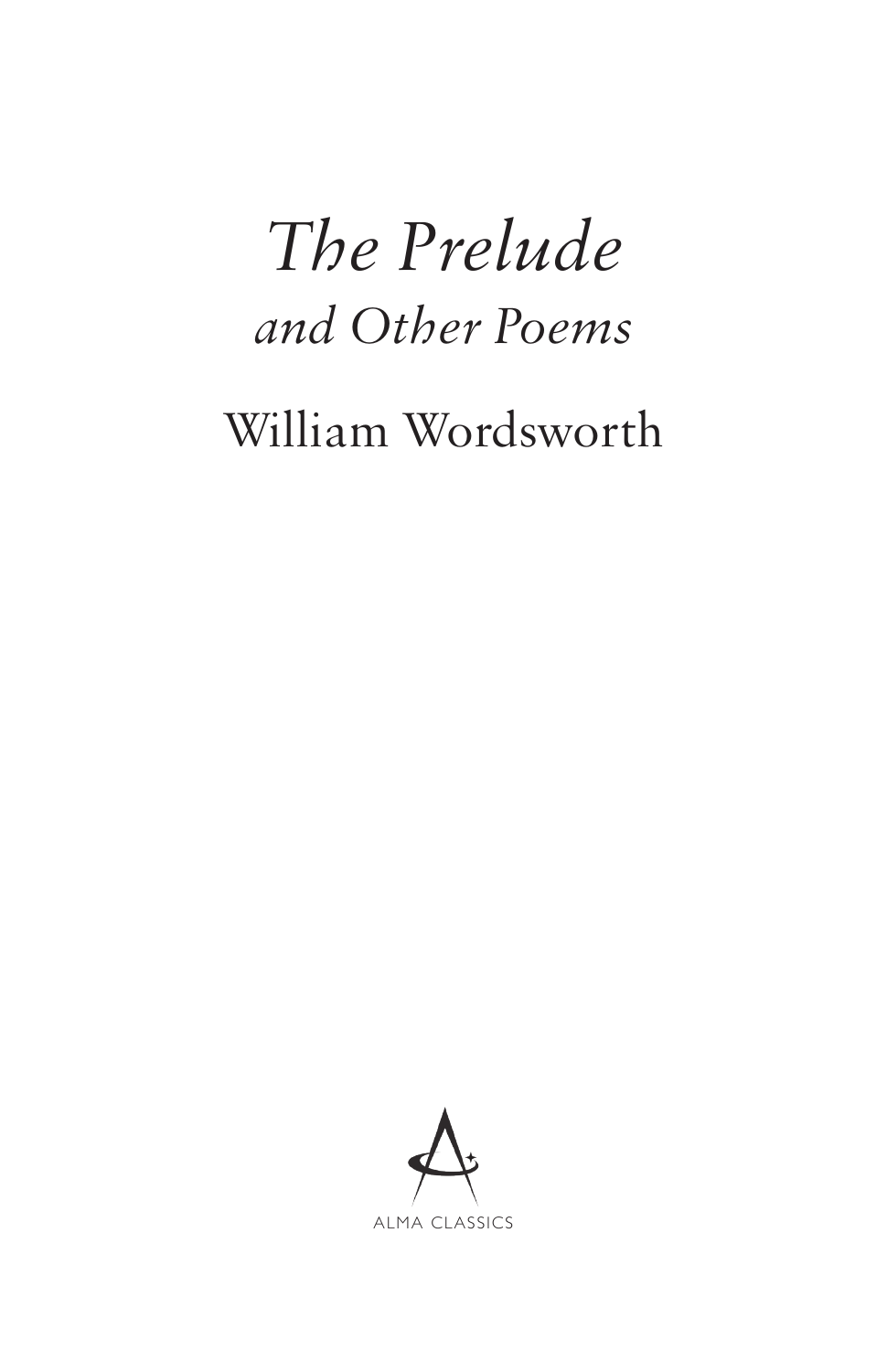# *The Prelude*

## *and Other Poems*

## William Wordsworth

ALMA CLASSICS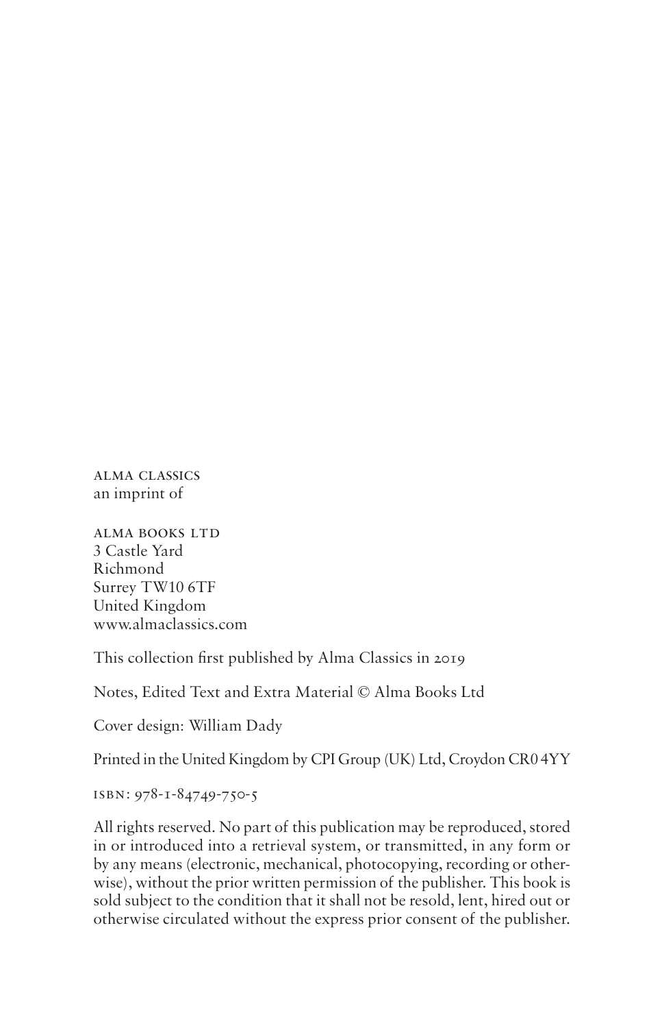ALMA CLASSICS
an imprint of

ALMA BOOKS LTD
3 Castle Yard
Richmond
Surrey TW10 6TF
United Kingdom
www.almaclassics.com

This collection first published by Alma Classics in 2019

Notes, Edited Text and Extra Material © Alma Books Ltd

Cover design: William Dady

Printed in the United Kingdom by CPI Group (UK) Ltd, Croydon CR0 4YY

ISBN: 978-1-84749-750-5

All rights reserved. No part of this publication may be reproduced, stored in or introduced into a retrieval system, or transmitted, in any form or by any means (electronic, mechanical, photocopying, recording or otherwise), without the prior written permission of the publisher. This book is sold subject to the condition that it shall not be resold, lent, hired out or otherwise circulated without the express prior consent of the publisher.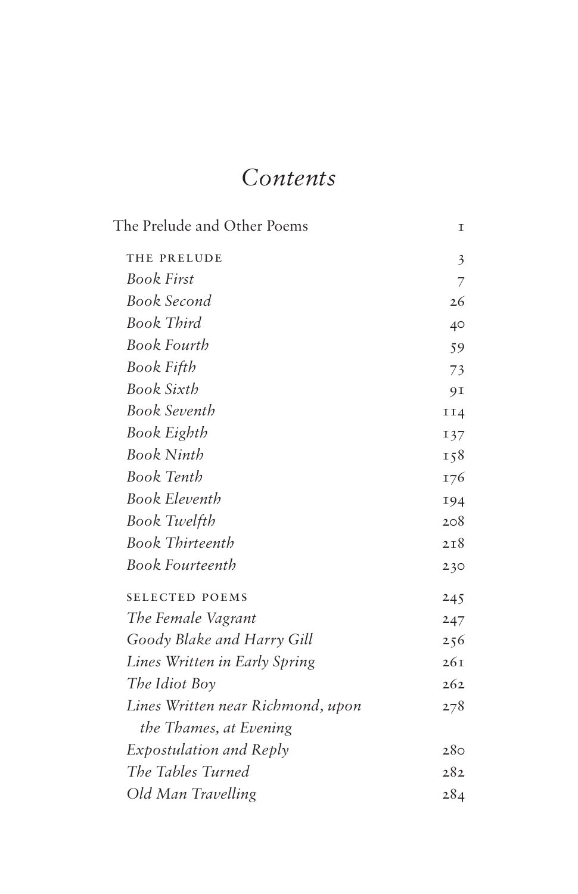# *Contents*

| | |
|---|---|
| The Prelude and Other Poems | 1 |
| THE PRELUDE | 3 |
| *Book First* | 7 |
| *Book Second* | 26 |
| *Book Third* | 40 |
| *Book Fourth* | 59 |
| *Book Fifth* | 73 |
| *Book Sixth* | 91 |
| *Book Seventh* | 114 |
| *Book Eighth* | 137 |
| *Book Ninth* | 158 |
| *Book Tenth* | 176 |
| *Book Eleventh* | 194 |
| *Book Twelfth* | 208 |
| *Book Thirteenth* | 218 |
| *Book Fourteenth* | 230 |
| SELECTED POEMS | 245 |
| *The Female Vagrant* | 247 |
| *Goody Blake and Harry Gill* | 256 |
| *Lines Written in Early Spring* | 261 |
| *The Idiot Boy* | 262 |
| *Lines Written near Richmond, upon the Thames, at Evening* | 278 |
| *Expostulation and Reply* | 280 |
| *The Tables Turned* | 282 |
| *Old Man Travelling* | 284 |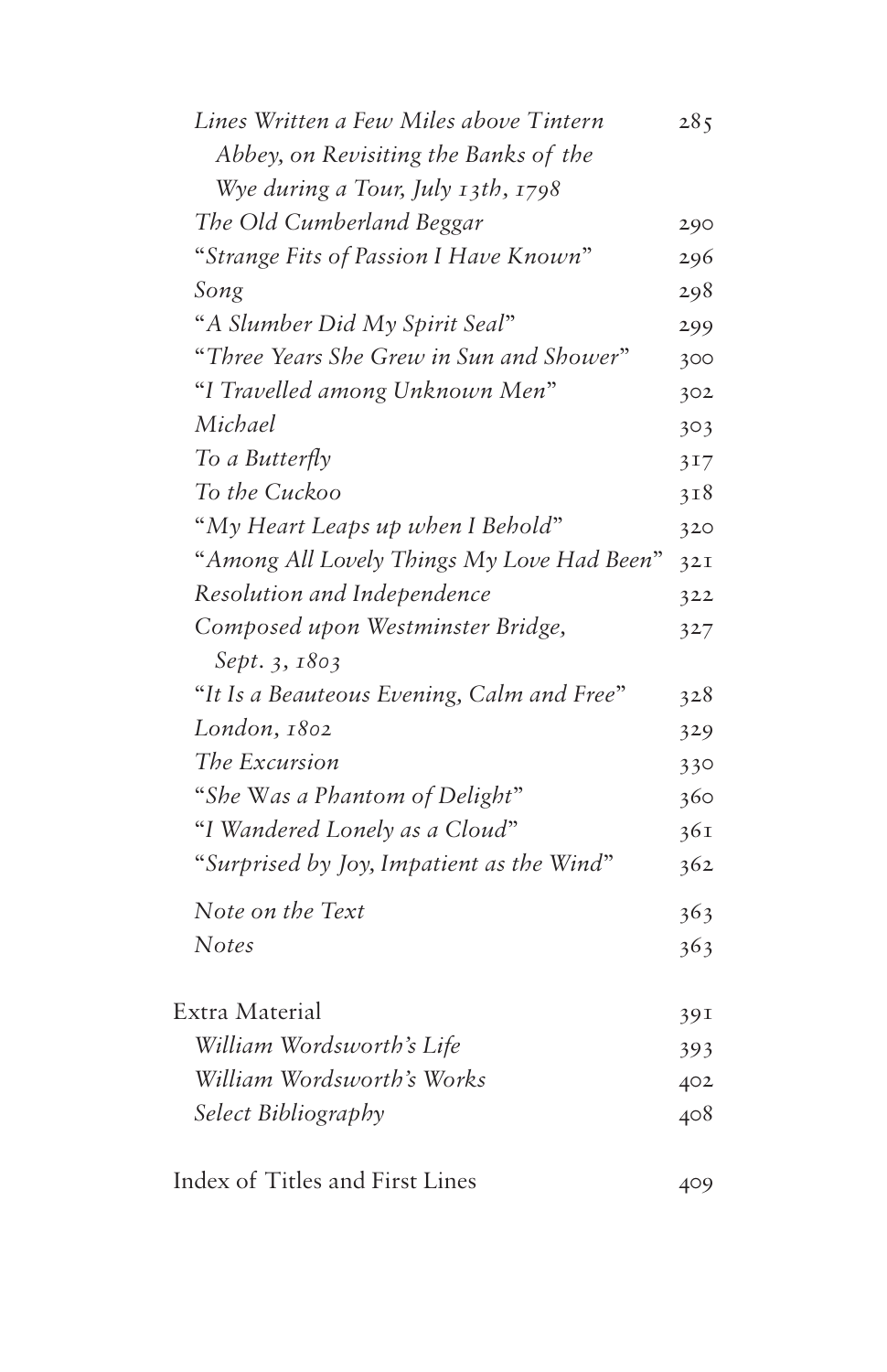*Lines Written a Few Miles above Tintern Abbey, on Revisiting the Banks of the Wye during a Tour, July 13th, 1798* 285
*The Old Cumberland Beggar* 290
"*Strange Fits of Passion I Have Known*" 296
*Song* 298
"*A Slumber Did My Spirit Seal*" 299
"*Three Years She Grew in Sun and Shower*" 300
"*I Travelled among Unknown Men*" 302
*Michael* 303
*To a Butterfly* 317
*To the Cuckoo* 318
"*My Heart Leaps up when I Behold*" 320
"*Among All Lovely Things My Love Had Been*" 321
*Resolution and Independence* 322
*Composed upon Westminster Bridge, Sept. 3, 1803* 327
"*It Is a Beauteous Evening, Calm and Free*" 328
*London, 1802* 329
*The Excursion* 330
"*She Was a Phantom of Delight*" 360
"*I Wandered Lonely as a Cloud*" 361
"*Surprised by Joy, Impatient as the Wind*" 362

*Note on the Text* 363
*Notes* 363

Extra Material 391
*William Wordsworth's Life* 393
*William Wordsworth's Works* 402
*Select Bibliography* 408

Index of Titles and First Lines 409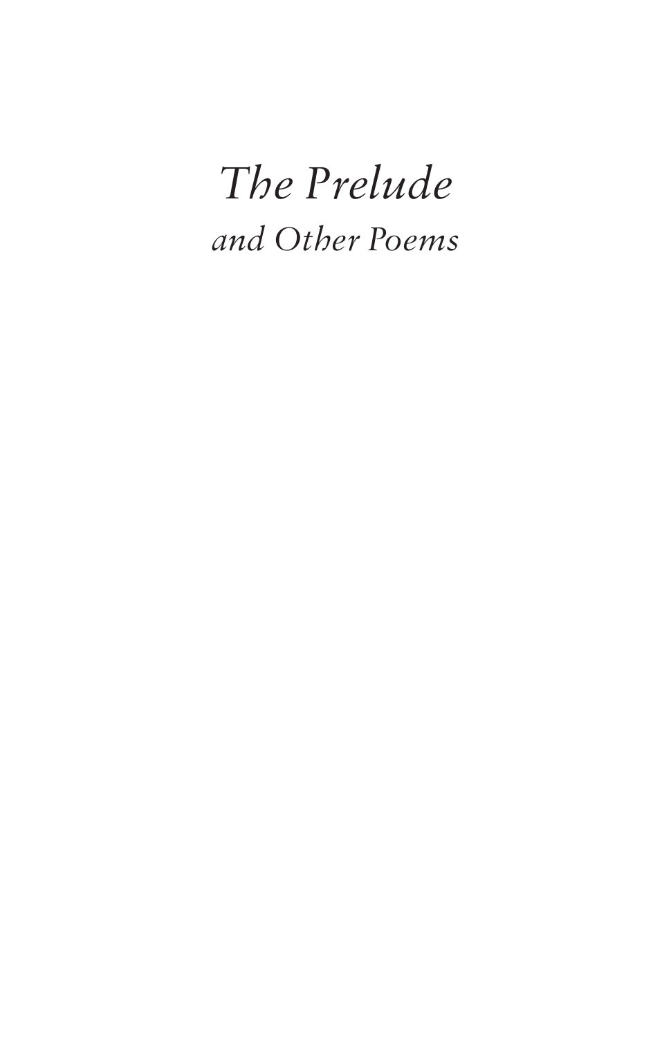# *The Prelude*

## *and Other Poems*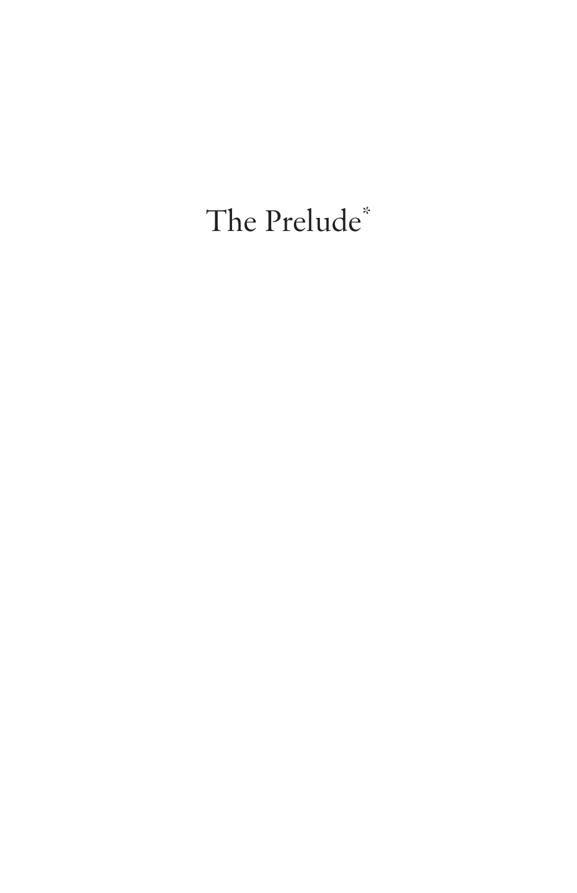# The Prelude*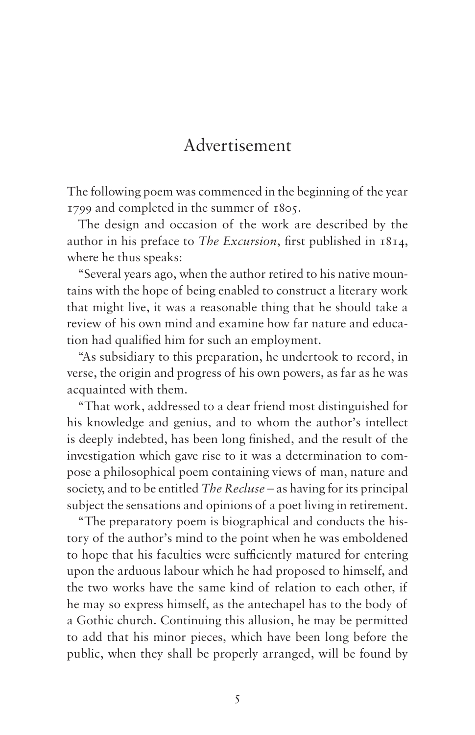# Advertisement

The following poem was commenced in the beginning of the year 1799 and completed in the summer of 1805.

The design and occasion of the work are described by the author in his preface to *The Excursion*, first published in 1814, where he thus speaks:

"Several years ago, when the author retired to his native mountains with the hope of being enabled to construct a literary work that might live, it was a reasonable thing that he should take a review of his own mind and examine how far nature and education had qualified him for such an employment.

"As subsidiary to this preparation, he undertook to record, in verse, the origin and progress of his own powers, as far as he was acquainted with them.

"That work, addressed to a dear friend most distinguished for his knowledge and genius, and to whom the author's intellect is deeply indebted, has been long finished, and the result of the investigation which gave rise to it was a determination to compose a philosophical poem containing views of man, nature and society, and to be entitled *The Recluse* – as having for its principal subject the sensations and opinions of a poet living in retirement.

"The preparatory poem is biographical and conducts the history of the author's mind to the point when he was emboldened to hope that his faculties were sufficiently matured for entering upon the arduous labour which he had proposed to himself, and the two works have the same kind of relation to each other, if he may so express himself, as the antechapel has to the body of a Gothic church. Continuing this allusion, he may be permitted to add that his minor pieces, which have been long before the public, when they shall be properly arranged, will be found by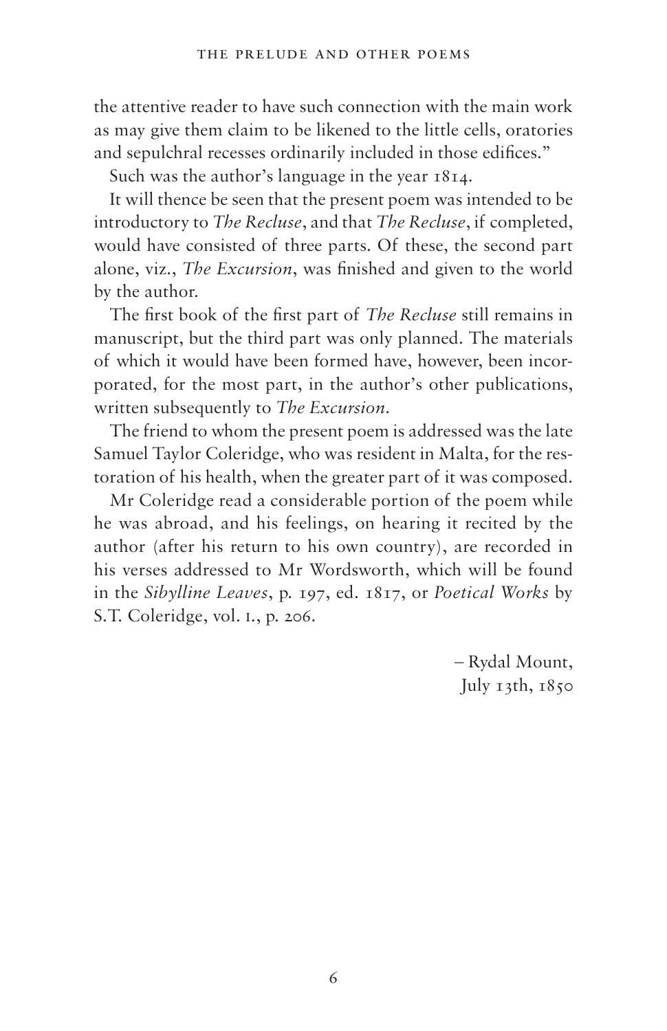the attentive reader to have such connection with the main work as may give them claim to be likened to the little cells, oratories and sepulchral recesses ordinarily included in those edifices."

Such was the author's language in the year 1814.

It will thence be seen that the present poem was intended to be introductory to *The Recluse*, and that *The Recluse*, if completed, would have consisted of three parts. Of these, the second part alone, viz., *The Excursion*, was finished and given to the world by the author.

The first book of the first part of *The Recluse* still remains in manuscript, but the third part was only planned. The materials of which it would have been formed have, however, been incorporated, for the most part, in the author's other publications, written subsequently to *The Excursion*.

The friend to whom the present poem is addressed was the late Samuel Taylor Coleridge, who was resident in Malta, for the restoration of his health, when the greater part of it was composed.

Mr Coleridge read a considerable portion of the poem while he was abroad, and his feelings, on hearing it recited by the author (after his return to his own country), are recorded in his verses addressed to Mr Wordsworth, which will be found in the *Sibylline Leaves*, p. 197, ed. 1817, or *Poetical Works* by S.T. Coleridge, vol. 1., p. 206.

– Rydal Mount,
July 13th, 1850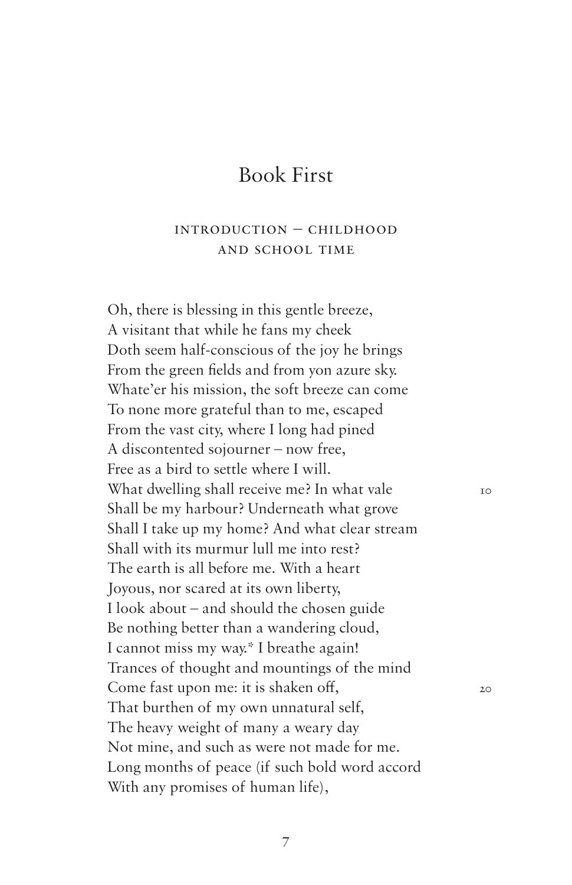# Book First

### INTRODUCTION – CHILDHOOD AND SCHOOL TIME

Oh, there is blessing in this gentle breeze,  
A visitant that while he fans my cheek  
Doth seem half-conscious of the joy he brings  
From the green fields and from yon azure sky.  
Whate'er his mission, the soft breeze can come  
To none more grateful than to me, escaped  
From the vast city, where I long had pined  
A discontented sojourner – now free,  
Free as a bird to settle where I will.  
What dwelling shall receive me? In what vale  
Shall be my harbour? Underneath what grove  
Shall I take up my home? And what clear stream  
Shall with its murmur lull me into rest?  
The earth is all before me. With a heart  
Joyous, nor scared at its own liberty,  
I look about – and should the chosen guide  
Be nothing better than a wandering cloud,  
I cannot miss my way.* I breathe again!  
Trances of thought and mountings of the mind  
Come fast upon me: it is shaken off,  
That burthen of my own unnatural self,  
The heavy weight of many a weary day  
Not mine, and such as were not made for me.  
Long months of peace (if such bold word accord  
With any promises of human life),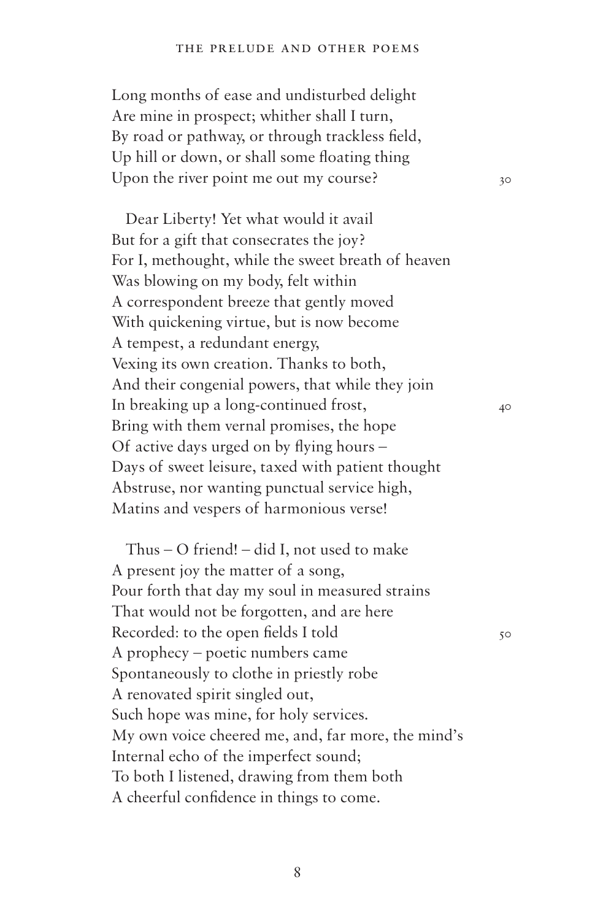Long months of ease and undisturbed delight
Are mine in prospect; whither shall I turn,
By road or pathway, or through trackless field,
Up hill or down, or shall some floating thing
Upon the river point me out my course? 30

Dear Liberty! Yet what would it avail
But for a gift that consecrates the joy?
For I, methought, while the sweet breath of heaven
Was blowing on my body, felt within
A correspondent breeze that gently moved
With quickening virtue, but is now become
A tempest, a redundant energy,
Vexing its own creation. Thanks to both,
And their congenial powers, that while they join
In breaking up a long-continued frost, 40
Bring with them vernal promises, the hope
Of active days urged on by flying hours –
Days of sweet leisure, taxed with patient thought
Abstruse, nor wanting punctual service high,
Matins and vespers of harmonious verse!

Thus – O friend! – did I, not used to make
A present joy the matter of a song,
Pour forth that day my soul in measured strains
That would not be forgotten, and are here
Recorded: to the open fields I told 50
A prophecy – poetic numbers came
Spontaneously to clothe in priestly robe
A renovated spirit singled out,
Such hope was mine, for holy services.
My own voice cheered me, and, far more, the mind's
Internal echo of the imperfect sound;
To both I listened, drawing from them both
A cheerful confidence in things to come.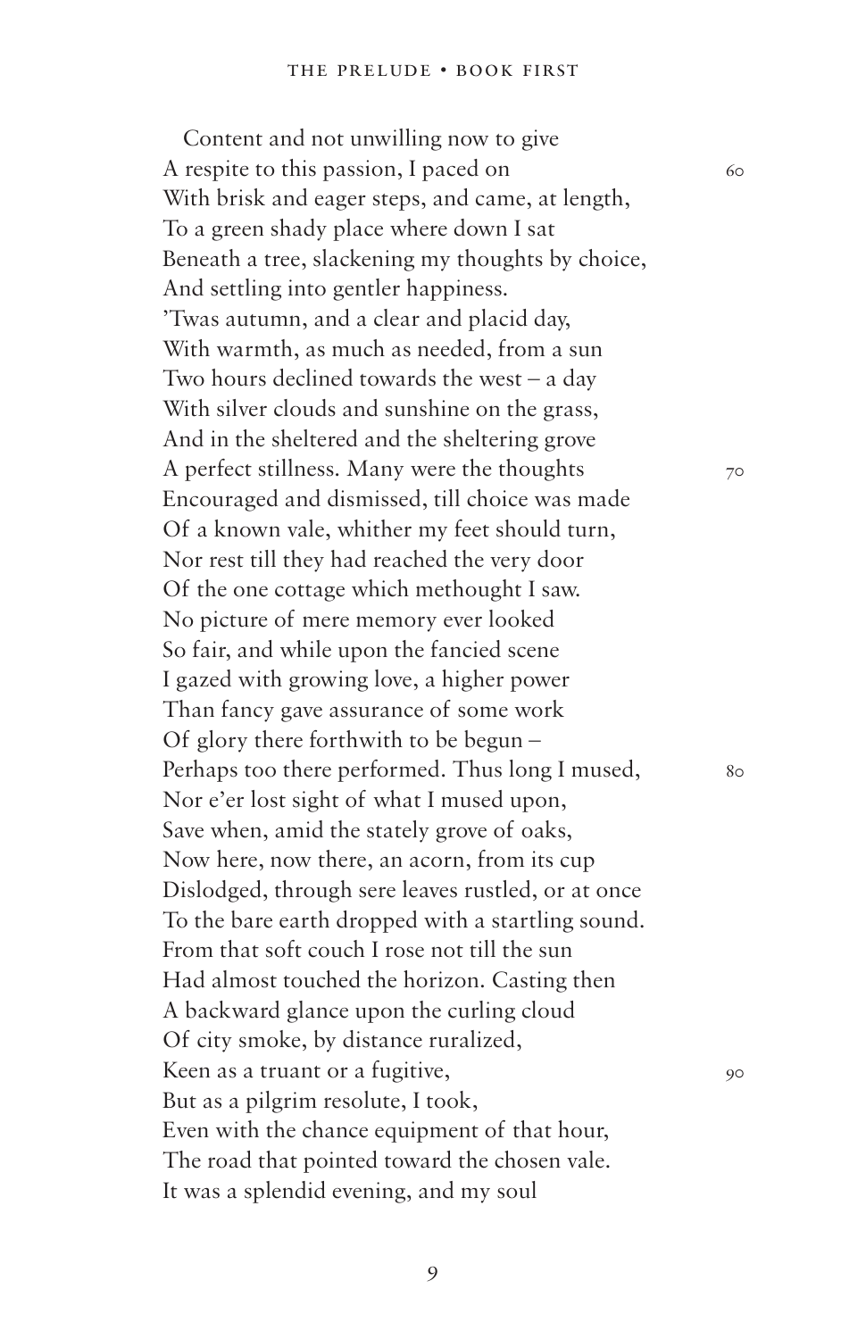Content and not unwilling now to give
A respite to this passion, I paced on
With brisk and eager steps, and came, at length,
To a green shady place where down I sat
Beneath a tree, slackening my thoughts by choice,
And settling into gentler happiness.
'Twas autumn, and a clear and placid day,
With warmth, as much as needed, from a sun
Two hours declined towards the west – a day
With silver clouds and sunshine on the grass,
And in the sheltered and the sheltering grove
A perfect stillness. Many were the thoughts
Encouraged and dismissed, till choice was made
Of a known vale, whither my feet should turn,
Nor rest till they had reached the very door
Of the one cottage which methought I saw.
No picture of mere memory ever looked
So fair, and while upon the fancied scene
I gazed with growing love, a higher power
Than fancy gave assurance of some work
Of glory there forthwith to be begun –
Perhaps too there performed. Thus long I mused,
Nor e'er lost sight of what I mused upon,
Save when, amid the stately grove of oaks,
Now here, now there, an acorn, from its cup
Dislodged, through sere leaves rustled, or at once
To the bare earth dropped with a startling sound.
From that soft couch I rose not till the sun
Had almost touched the horizon. Casting then
A backward glance upon the curling cloud
Of city smoke, by distance ruralized,
Keen as a truant or a fugitive,
But as a pilgrim resolute, I took,
Even with the chance equipment of that hour,
The road that pointed toward the chosen vale.
It was a splendid evening, and my soul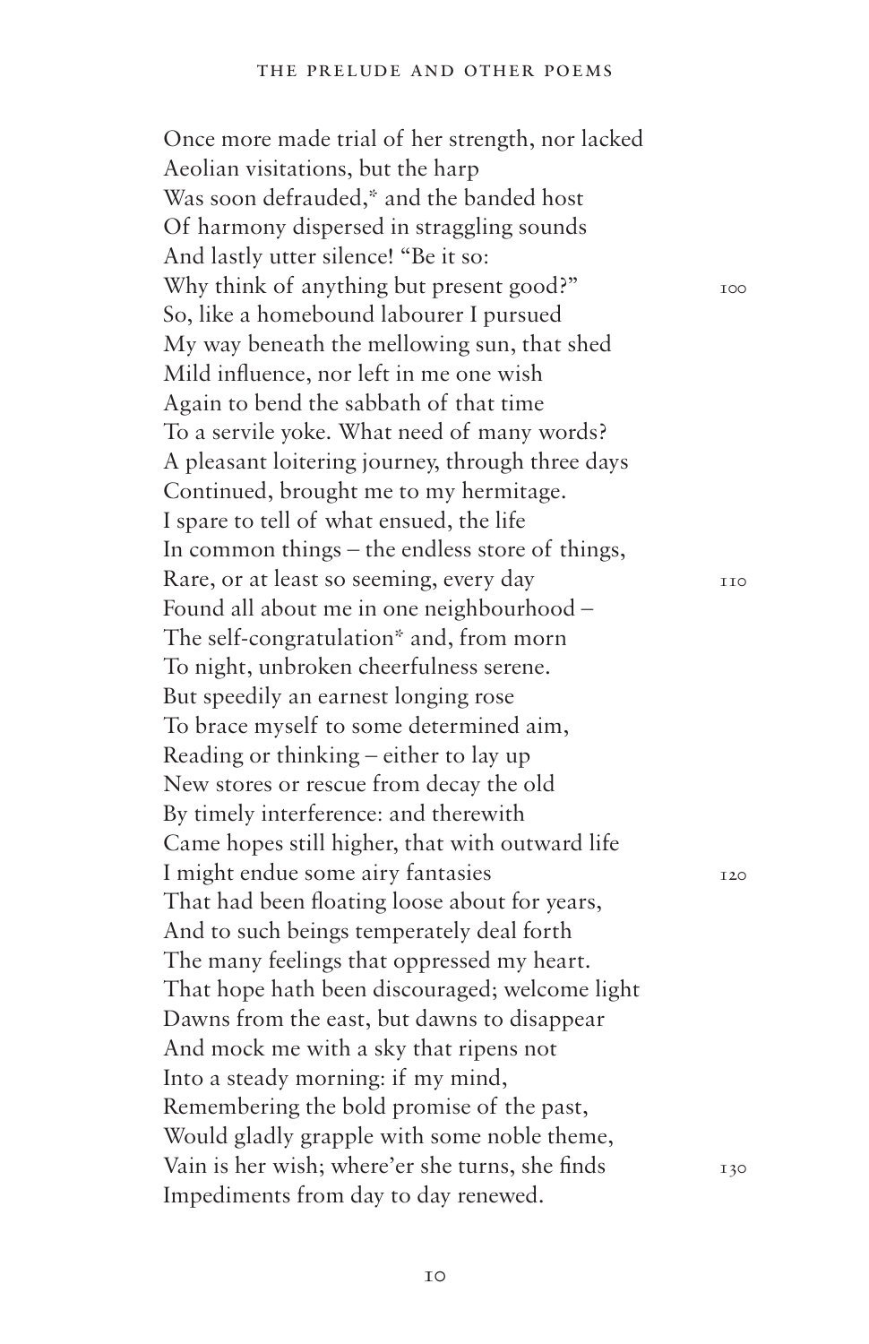Once more made trial of her strength, nor lacked
Aeolian visitations, but the harp
Was soon defrauded,* and the banded host
Of harmony dispersed in straggling sounds
And lastly utter silence! "Be it so:
Why think of anything but present good?" 100
So, like a homebound labourer I pursued
My way beneath the mellowing sun, that shed
Mild influence, nor left in me one wish
Again to bend the sabbath of that time
To a servile yoke. What need of many words?
A pleasant loitering journey, through three days
Continued, brought me to my hermitage.
I spare to tell of what ensued, the life
In common things – the endless store of things,
Rare, or at least so seeming, every day 110
Found all about me in one neighbourhood –
The self-congratulation* and, from morn
To night, unbroken cheerfulness serene.
But speedily an earnest longing rose
To brace myself to some determined aim,
Reading or thinking – either to lay up
New stores or rescue from decay the old
By timely interference: and therewith
Came hopes still higher, that with outward life
I might endue some airy fantasies 120
That had been floating loose about for years,
And to such beings temperately deal forth
The many feelings that oppressed my heart.
That hope hath been discouraged; welcome light
Dawns from the east, but dawns to disappear
And mock me with a sky that ripens not
Into a steady morning: if my mind,
Remembering the bold promise of the past,
Would gladly grapple with some noble theme,
Vain is her wish; where'er she turns, she finds 130
Impediments from day to day renewed.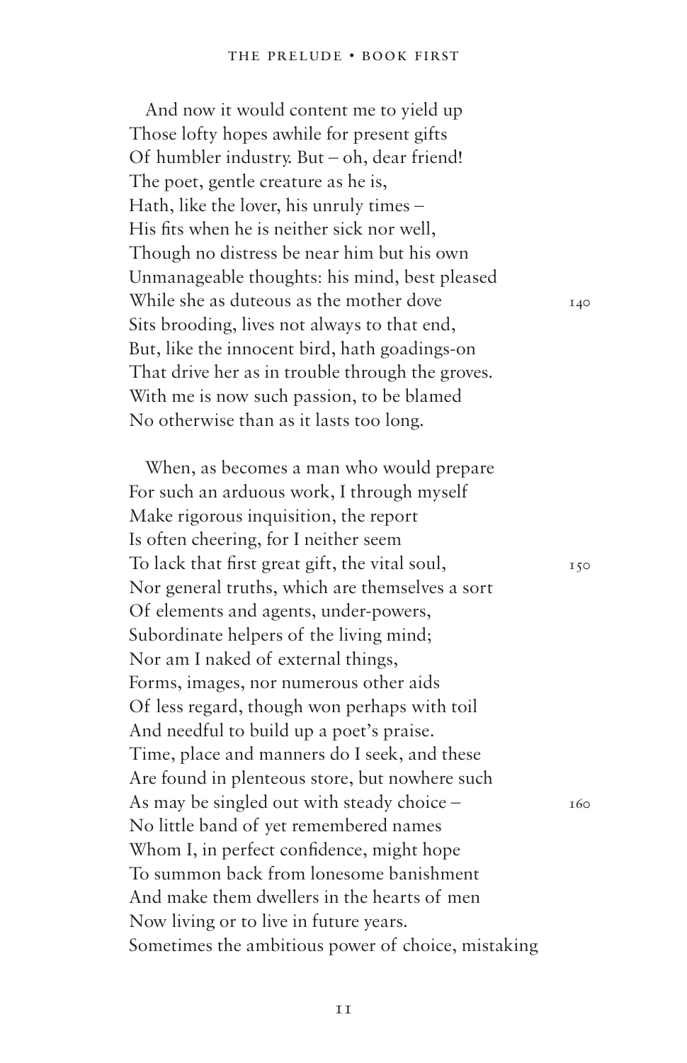And now it would content me to yield up
Those lofty hopes awhile for present gifts
Of humbler industry. But – oh, dear friend!
The poet, gentle creature as he is,
Hath, like the lover, his unruly times –
His fits when he is neither sick nor well,
Though no distress be near him but his own
Unmanageable thoughts: his mind, best pleased
While she as duteous as the mother dove                    140
Sits brooding, lives not always to that end,
But, like the innocent bird, hath goadings-on
That drive her as in trouble through the groves.
With me is now such passion, to be blamed
No otherwise than as it lasts too long.

When, as becomes a man who would prepare
For such an arduous work, I through myself
Make rigorous inquisition, the report
Is often cheering, for I neither seem
To lack that first great gift, the vital soul,                    150
Nor general truths, which are themselves a sort
Of elements and agents, under-powers,
Subordinate helpers of the living mind;
Nor am I naked of external things,
Forms, images, nor numerous other aids
Of less regard, though won perhaps with toil
And needful to build up a poet's praise.
Time, place and manners do I seek, and these
Are found in plenteous store, but nowhere such
As may be singled out with steady choice –                    160
No little band of yet remembered names
Whom I, in perfect confidence, might hope
To summon back from lonesome banishment
And make them dwellers in the hearts of men
Now living or to live in future years.
Sometimes the ambitious power of choice, mistaking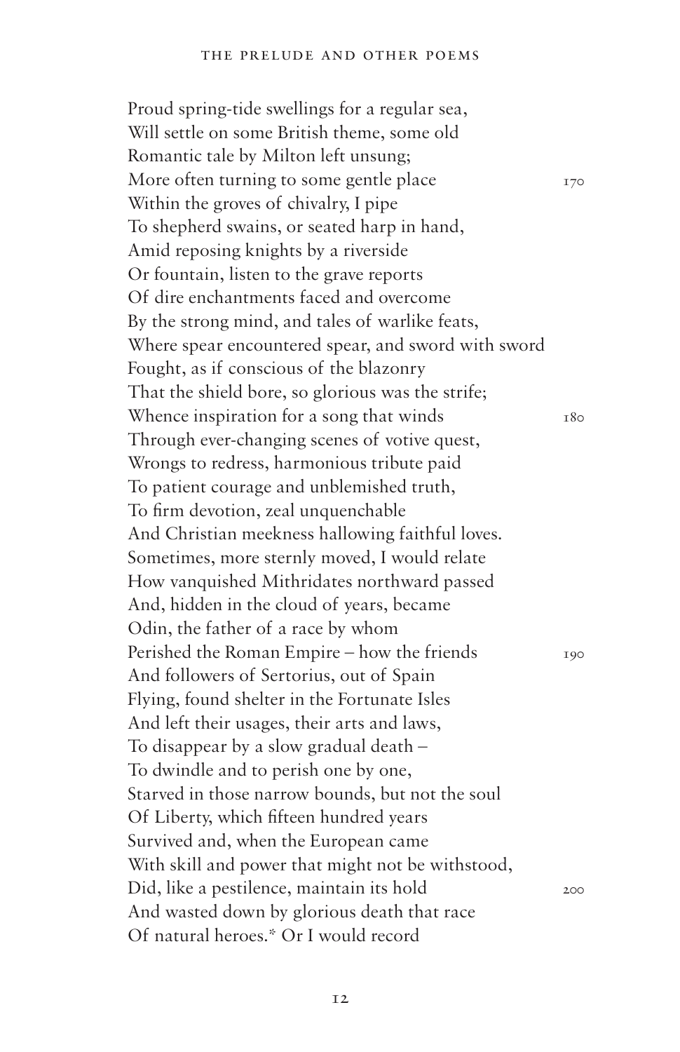Proud spring-tide swellings for a regular sea,
Will settle on some British theme, some old
Romantic tale by Milton left unsung;
More often turning to some gentle place 170
Within the groves of chivalry, I pipe
To shepherd swains, or seated harp in hand,
Amid reposing knights by a riverside
Or fountain, listen to the grave reports
Of dire enchantments faced and overcome
By the strong mind, and tales of warlike feats,
Where spear encountered spear, and sword with sword
Fought, as if conscious of the blazonry
That the shield bore, so glorious was the strife;
Whence inspiration for a song that winds 180
Through ever-changing scenes of votive quest,
Wrongs to redress, harmonious tribute paid
To patient courage and unblemished truth,
To firm devotion, zeal unquenchable
And Christian meekness hallowing faithful loves.
Sometimes, more sternly moved, I would relate
How vanquished Mithridates northward passed
And, hidden in the cloud of years, became
Odin, the father of a race by whom
Perished the Roman Empire – how the friends 190
And followers of Sertorius, out of Spain
Flying, found shelter in the Fortunate Isles
And left their usages, their arts and laws,
To disappear by a slow gradual death –
To dwindle and to perish one by one,
Starved in those narrow bounds, but not the soul
Of Liberty, which fifteen hundred years
Survived and, when the European came
With skill and power that might not be withstood,
Did, like a pestilence, maintain its hold 200
And wasted down by glorious death that race
Of natural heroes.* Or I would record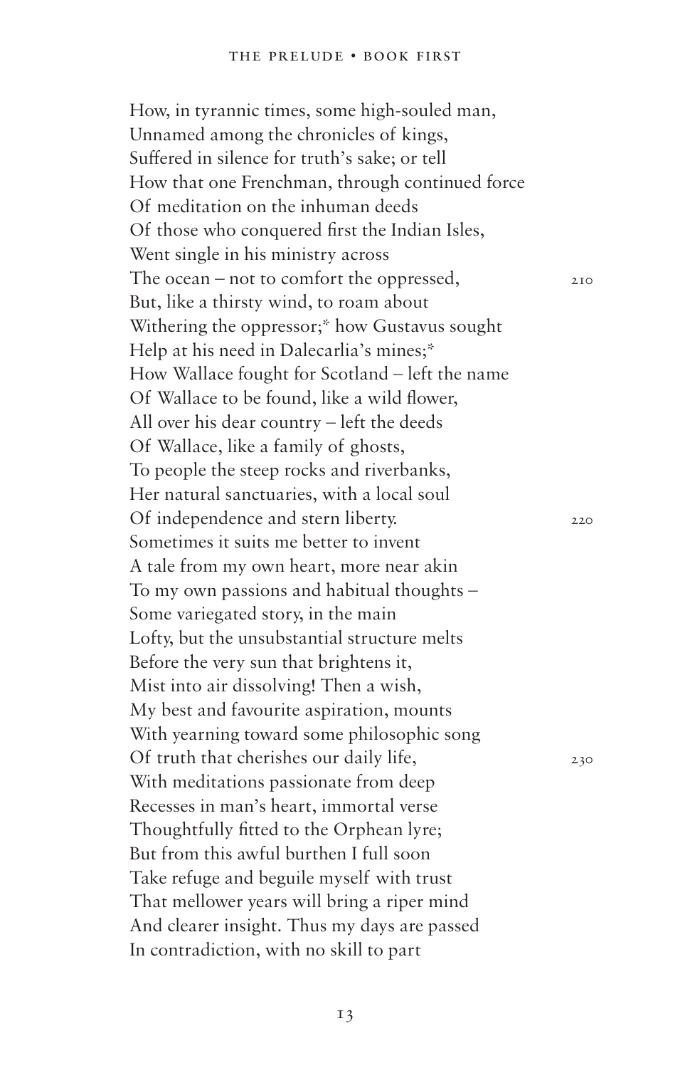How, in tyrannic times, some high-souled man,
Unnamed among the chronicles of kings,
Suffered in silence for truth's sake; or tell
How that one Frenchman, through continued force
Of meditation on the inhuman deeds
Of those who conquered first the Indian Isles,
Went single in his ministry across
The ocean – not to comfort the oppressed, 210
But, like a thirsty wind, to roam about
Withering the oppressor;* how Gustavus sought
Help at his need in Dalecarlia's mines;*
How Wallace fought for Scotland – left the name
Of Wallace to be found, like a wild flower,
All over his dear country – left the deeds
Of Wallace, like a family of ghosts,
To people the steep rocks and riverbanks,
Her natural sanctuaries, with a local soul
Of independence and stern liberty. 220
Sometimes it suits me better to invent
A tale from my own heart, more near akin
To my own passions and habitual thoughts –
Some variegated story, in the main
Lofty, but the unsubstantial structure melts
Before the very sun that brightens it,
Mist into air dissolving! Then a wish,
My best and favourite aspiration, mounts
With yearning toward some philosophic song
Of truth that cherishes our daily life, 230
With meditations passionate from deep
Recesses in man's heart, immortal verse
Thoughtfully fitted to the Orphean lyre;
But from this awful burthen I full soon
Take refuge and beguile myself with trust
That mellower years will bring a riper mind
And clearer insight. Thus my days are passed
In contradiction, with no skill to part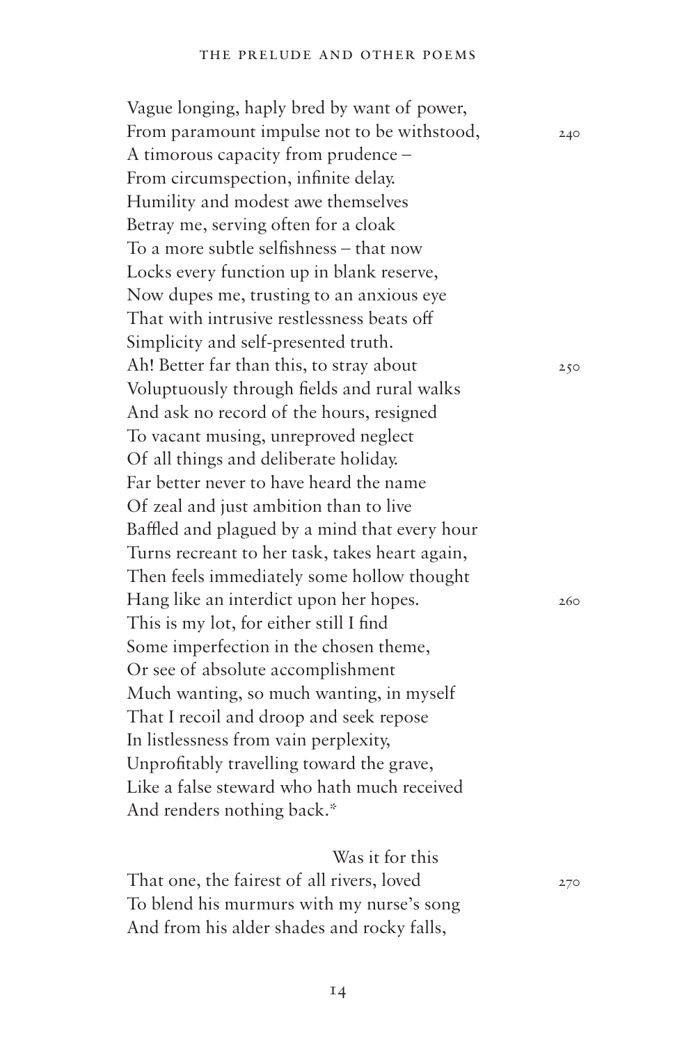Vague longing, haply bred by want of power,
From paramount impulse not to be withstood, 240
A timorous capacity from prudence –
From circumspection, infinite delay.
Humility and modest awe themselves
Betray me, serving often for a cloak
To a more subtle selfishness – that now
Locks every function up in blank reserve,
Now dupes me, trusting to an anxious eye
That with intrusive restlessness beats off
Simplicity and self-presented truth.
Ah! Better far than this, to stray about 250
Voluptuously through fields and rural walks
And ask no record of the hours, resigned
To vacant musing, unreproved neglect
Of all things and deliberate holiday.
Far better never to have heard the name
Of zeal and just ambition than to live
Baffled and plagued by a mind that every hour
Turns recreant to her task, takes heart again,
Then feels immediately some hollow thought
Hang like an interdict upon her hopes. 260
This is my lot, for either still I find
Some imperfection in the chosen theme,
Or see of absolute accomplishment
Much wanting, so much wanting, in myself
That I recoil and droop and seek repose
In listlessness from vain perplexity,
Unprofitably travelling toward the grave,
Like a false steward who hath much received
And renders nothing back.*

Was it for this
That one, the fairest of all rivers, loved 270
To blend his murmurs with my nurse's song
And from his alder shades and rocky falls,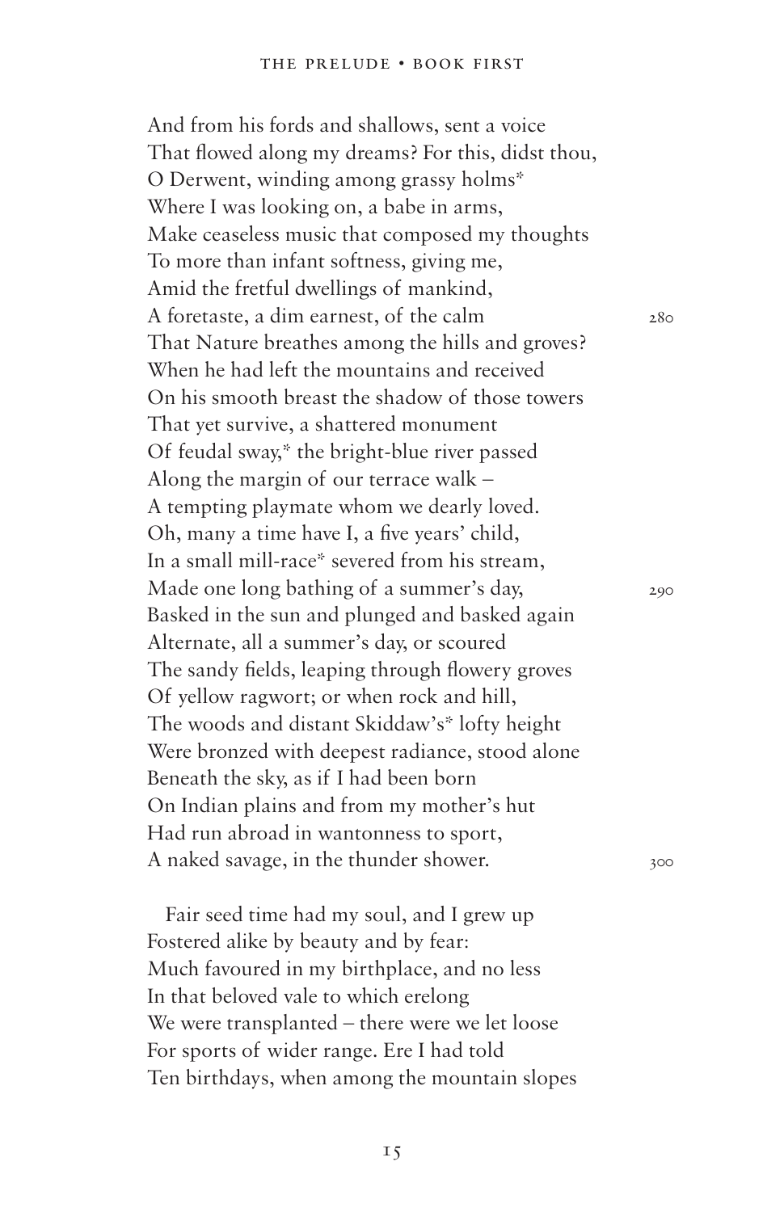And from his fords and shallows, sent a voice
That flowed along my dreams? For this, didst thou,
O Derwent, winding among grassy holms*
Where I was looking on, a babe in arms,
Make ceaseless music that composed my thoughts
To more than infant softness, giving me,
Amid the fretful dwellings of mankind,
A foretaste, a dim earnest, of the calm 280
That Nature breathes among the hills and groves?
When he had left the mountains and received
On his smooth breast the shadow of those towers
That yet survive, a shattered monument
Of feudal sway,* the bright-blue river passed
Along the margin of our terrace walk –
A tempting playmate whom we dearly loved.
Oh, many a time have I, a five years' child,
In a small mill-race* severed from his stream,
Made one long bathing of a summer's day, 290
Basked in the sun and plunged and basked again
Alternate, all a summer's day, or scoured
The sandy fields, leaping through flowery groves
Of yellow ragwort; or when rock and hill,
The woods and distant Skiddaw's* lofty height
Were bronzed with deepest radiance, stood alone
Beneath the sky, as if I had been born
On Indian plains and from my mother's hut
Had run abroad in wantonness to sport,
A naked savage, in the thunder shower. 300

Fair seed time had my soul, and I grew up
Fostered alike by beauty and by fear:
Much favoured in my birthplace, and no less
In that beloved vale to which erelong
We were transplanted – there were we let loose
For sports of wider range. Ere I had told
Ten birthdays, when among the mountain slopes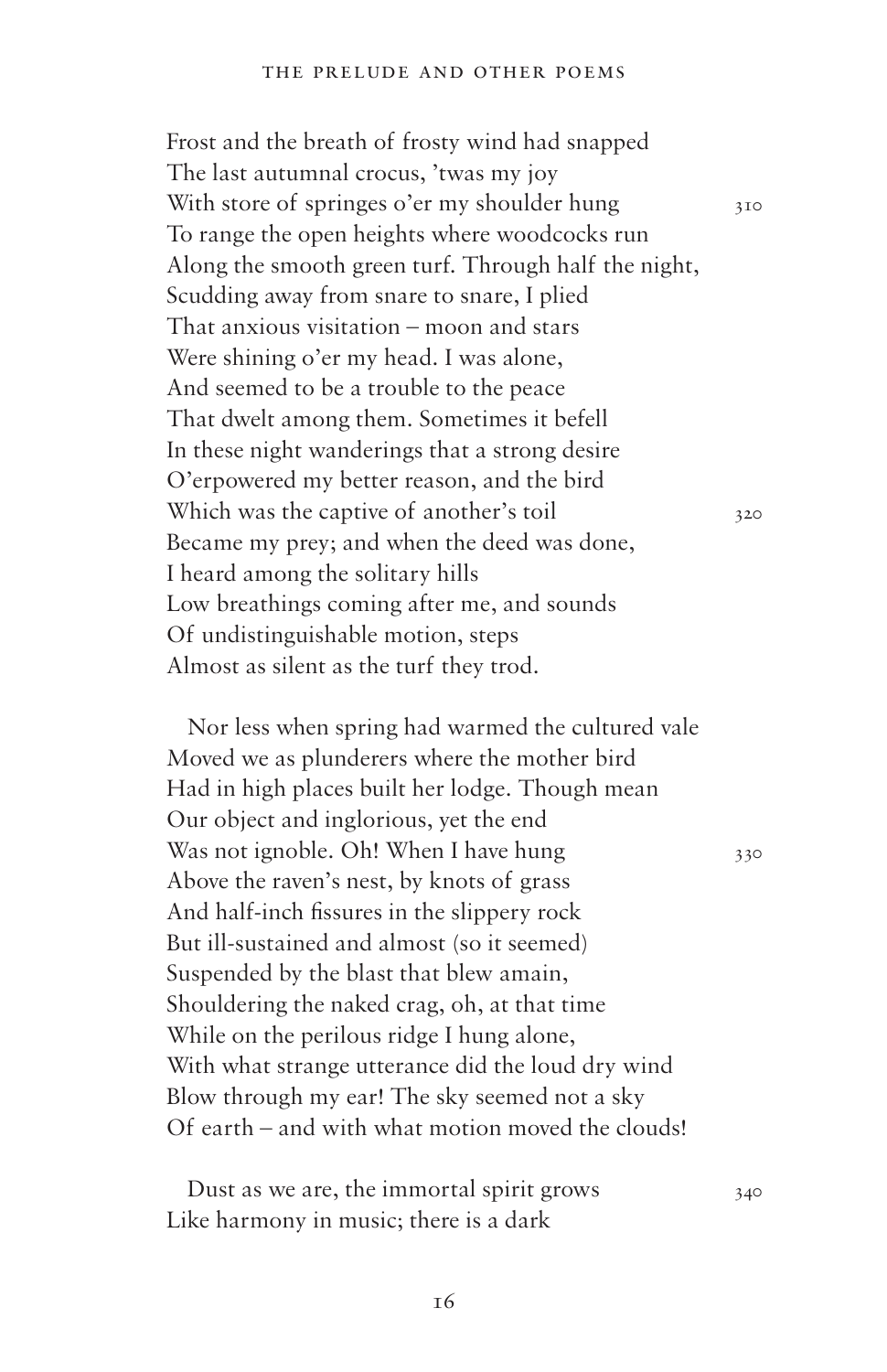Frost and the breath of frosty wind had snapped
The last autumnal crocus, 'twas my joy
With store of springes o'er my shoulder hung 310
To range the open heights where woodcocks run
Along the smooth green turf. Through half the night,
Scudding away from snare to snare, I plied
That anxious visitation – moon and stars
Were shining o'er my head. I was alone,
And seemed to be a trouble to the peace
That dwelt among them. Sometimes it befell
In these night wanderings that a strong desire
O'erpowered my better reason, and the bird
Which was the captive of another's toil 320
Became my prey; and when the deed was done,
I heard among the solitary hills
Low breathings coming after me, and sounds
Of undistinguishable motion, steps
Almost as silent as the turf they trod.

Nor less when spring had warmed the cultured vale
Moved we as plunderers where the mother bird
Had in high places built her lodge. Though mean
Our object and inglorious, yet the end
Was not ignoble. Oh! When I have hung 330
Above the raven's nest, by knots of grass
And half-inch fissures in the slippery rock
But ill-sustained and almost (so it seemed)
Suspended by the blast that blew amain,
Shouldering the naked crag, oh, at that time
While on the perilous ridge I hung alone,
With what strange utterance did the loud dry wind
Blow through my ear! The sky seemed not a sky
Of earth – and with what motion moved the clouds!

Dust as we are, the immortal spirit grows 340
Like harmony in music; there is a dark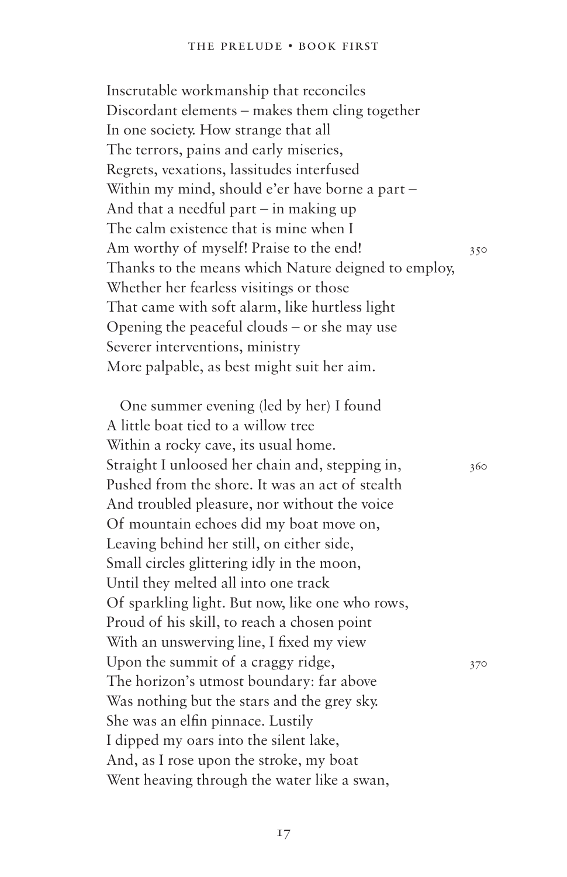Inscrutable workmanship that reconciles
Discordant elements – makes them cling together
In one society. How strange that all
The terrors, pains and early miseries,
Regrets, vexations, lassitudes interfused
Within my mind, should e'er have borne a part –
And that a needful part – in making up
The calm existence that is mine when I
Am worthy of myself! Praise to the end! 350
Thanks to the means which Nature deigned to employ,
Whether her fearless visitings or those
That came with soft alarm, like hurtless light
Opening the peaceful clouds – or she may use
Severer interventions, ministry
More palpable, as best might suit her aim.

One summer evening (led by her) I found
A little boat tied to a willow tree
Within a rocky cave, its usual home.
Straight I unloosed her chain and, stepping in, 360
Pushed from the shore. It was an act of stealth
And troubled pleasure, nor without the voice
Of mountain echoes did my boat move on,
Leaving behind her still, on either side,
Small circles glittering idly in the moon,
Until they melted all into one track
Of sparkling light. But now, like one who rows,
Proud of his skill, to reach a chosen point
With an unswerving line, I fixed my view
Upon the summit of a craggy ridge, 370
The horizon's utmost boundary: far above
Was nothing but the stars and the grey sky.
She was an elfin pinnace. Lustily
I dipped my oars into the silent lake,
And, as I rose upon the stroke, my boat
Went heaving through the water like a swan,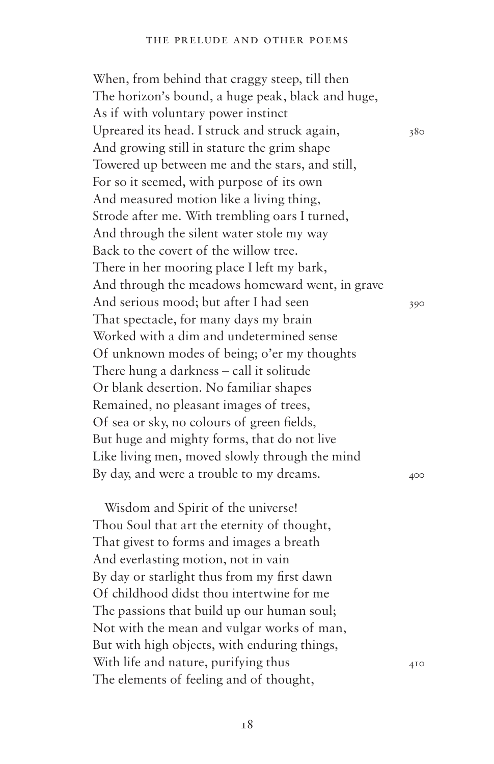When, from behind that craggy steep, till then
The horizon's bound, a huge peak, black and huge,
As if with voluntary power instinct
Upreared its head. I struck and struck again, 380
And growing still in stature the grim shape
Towered up between me and the stars, and still,
For so it seemed, with purpose of its own
And measured motion like a living thing,
Strode after me. With trembling oars I turned,
And through the silent water stole my way
Back to the covert of the willow tree.
There in her mooring place I left my bark,
And through the meadows homeward went, in grave
And serious mood; but after I had seen 390
That spectacle, for many days my brain
Worked with a dim and undetermined sense
Of unknown modes of being; o'er my thoughts
There hung a darkness – call it solitude
Or blank desertion. No familiar shapes
Remained, no pleasant images of trees,
Of sea or sky, no colours of green fields,
But huge and mighty forms, that do not live
Like living men, moved slowly through the mind
By day, and were a trouble to my dreams. 400

Wisdom and Spirit of the universe!
Thou Soul that art the eternity of thought,
That givest to forms and images a breath
And everlasting motion, not in vain
By day or starlight thus from my first dawn
Of childhood didst thou intertwine for me
The passions that build up our human soul;
Not with the mean and vulgar works of man,
But with high objects, with enduring things,
With life and nature, purifying thus 410
The elements of feeling and of thought,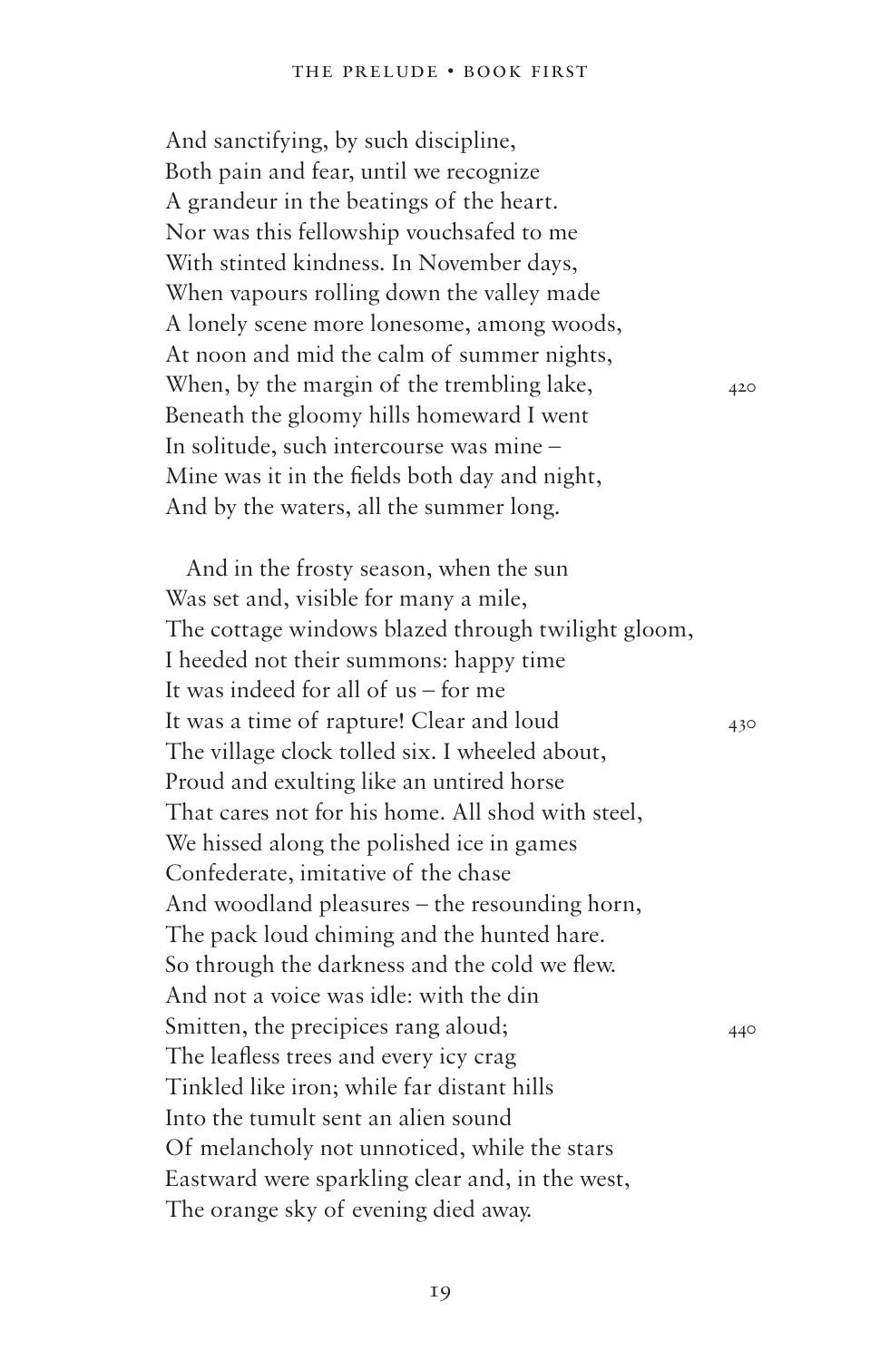And sanctifying, by such discipline,
Both pain and fear, until we recognize
A grandeur in the beatings of the heart.
Nor was this fellowship vouchsafed to me
With stinted kindness. In November days,
When vapours rolling down the valley made
A lonely scene more lonesome, among woods,
At noon and mid the calm of summer nights,
When, by the margin of the trembling lake, 420
Beneath the gloomy hills homeward I went
In solitude, such intercourse was mine –
Mine was it in the fields both day and night,
And by the waters, all the summer long.

And in the frosty season, when the sun
Was set and, visible for many a mile,
The cottage windows blazed through twilight gloom,
I heeded not their summons: happy time
It was indeed for all of us – for me
It was a time of rapture! Clear and loud 430
The village clock tolled six. I wheeled about,
Proud and exulting like an untired horse
That cares not for his home. All shod with steel,
We hissed along the polished ice in games
Confederate, imitative of the chase
And woodland pleasures – the resounding horn,
The pack loud chiming and the hunted hare.
So through the darkness and the cold we flew.
And not a voice was idle: with the din
Smitten, the precipices rang aloud; 440
The leafless trees and every icy crag
Tinkled like iron; while far distant hills
Into the tumult sent an alien sound
Of melancholy not unnoticed, while the stars
Eastward were sparkling clear and, in the west,
The orange sky of evening died away.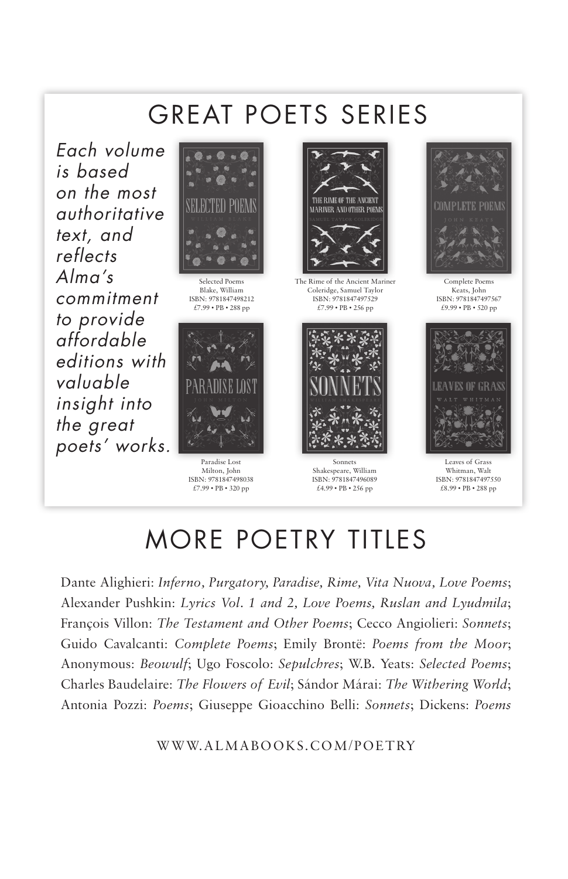# GREAT POETS SERIES

*Each volume is based on the most authoritative text, and reflects Alma's commitment to provide affordable editions with valuable insight into the great poets' works.*

Selected Poems
Blake, William
ISBN: 9781847498212
£7.99 • PB • 288 pp

The Rime of the Ancient Mariner
Coleridge, Samuel Taylor
ISBN: 9781847497529
£7.99 • PB • 256 pp

Complete Poems
Keats, John
ISBN: 9781847497567
£9.99 • PB • 520 pp

Paradise Lost
Milton, John
ISBN: 9781847498038
£7.99 • PB • 320 pp

Sonnets
Shakespeare, William
ISBN: 9781847496089
£4.99 • PB • 256 pp

Leaves of Grass
Whitman, Walt
ISBN: 9781847497550
£8.99 • PB • 288 pp

# MORE POETRY TITLES

Dante Alighieri: *Inferno, Purgatory, Paradise, Rime, Vita Nuova, Love Poems*; Alexander Pushkin: *Lyrics Vol. 1 and 2, Love Poems, Ruslan and Lyudmila*; François Villon: *The Testament and Other Poems*; Cecco Angiolieri: *Sonnets*; Guido Cavalcanti: *Complete Poems*; Emily Brontë: *Poems from the Moor*; Anonymous: *Beowulf*; Ugo Foscolo: *Sepulchres*; W.B. Yeats: *Selected Poems*; Charles Baudelaire: *The Flowers of Evil*; Sándor Márai: *The Withering World*; Antonia Pozzi: *Poems*; Giuseppe Gioacchino Belli: *Sonnets*; Dickens: *Poems*

WWW.ALMABOOKS.COM/POETRY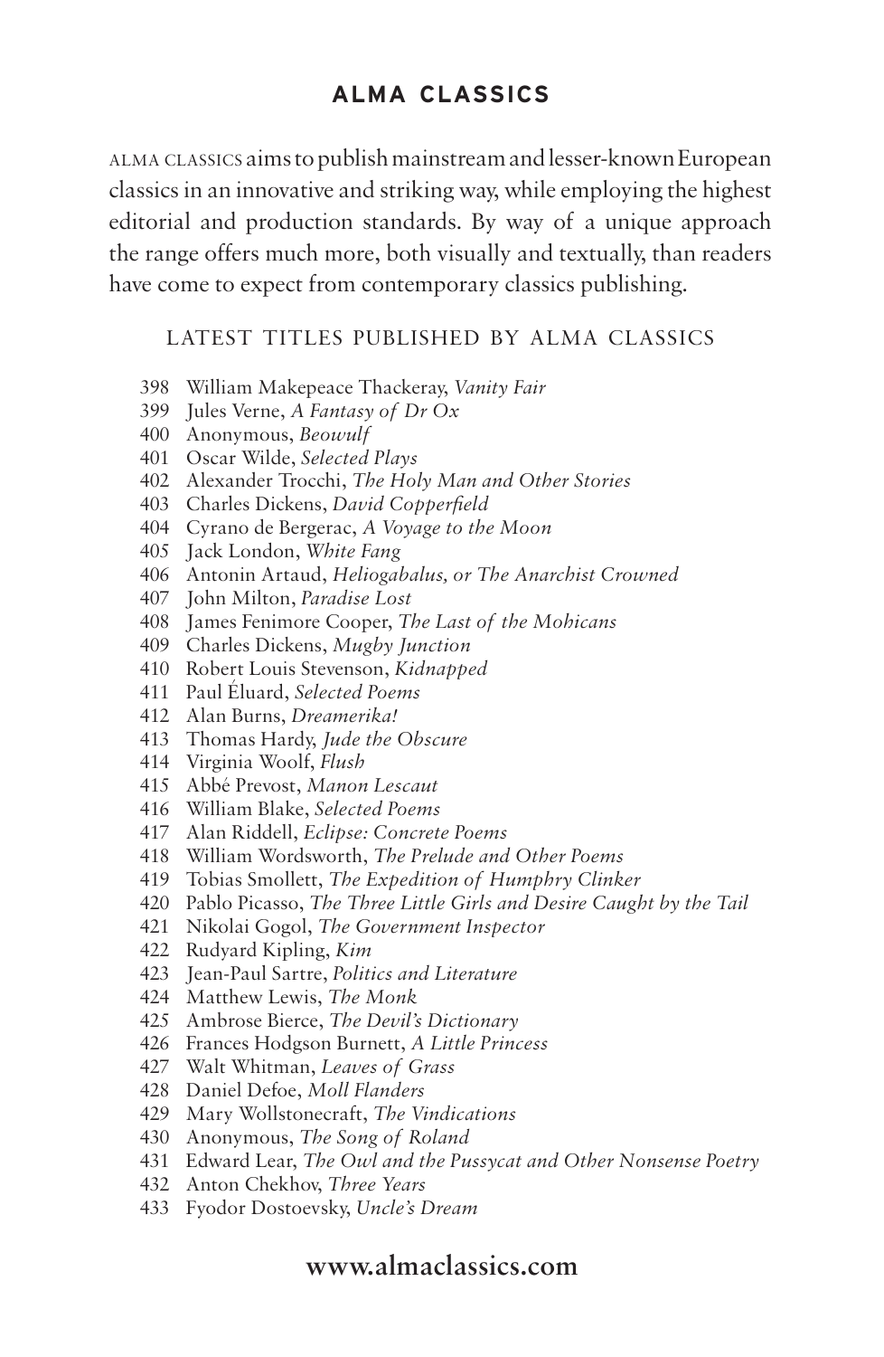# ALMA CLASSICS

ALMA CLASSICS aims to publish mainstream and lesser-known European classics in an innovative and striking way, while employing the highest editorial and production standards. By way of a unique approach the range offers much more, both visually and textually, than readers have come to expect from contemporary classics publishing.

## LATEST TITLES PUBLISHED BY ALMA CLASSICS

398 William Makepeace Thackeray, *Vanity Fair*
399 Jules Verne, *A Fantasy of Dr Ox*
400 Anonymous, *Beowulf*
401 Oscar Wilde, *Selected Plays*
402 Alexander Trocchi, *The Holy Man and Other Stories*
403 Charles Dickens, *David Copperfield*
404 Cyrano de Bergerac, *A Voyage to the Moon*
405 Jack London, *White Fang*
406 Antonin Artaud, *Heliogabalus, or The Anarchist Crowned*
407 John Milton, *Paradise Lost*
408 James Fenimore Cooper, *The Last of the Mohicans*
409 Charles Dickens, *Mugby Junction*
410 Robert Louis Stevenson, *Kidnapped*
411 Paul Éluard, *Selected Poems*
412 Alan Burns, *Dreamerika!*
413 Thomas Hardy, *Jude the Obscure*
414 Virginia Woolf, *Flush*
415 Abbé Prevost, *Manon Lescaut*
416 William Blake, *Selected Poems*
417 Alan Riddell, *Eclipse: Concrete Poems*
418 William Wordsworth, *The Prelude and Other Poems*
419 Tobias Smollett, *The Expedition of Humphry Clinker*
420 Pablo Picasso, *The Three Little Girls and Desire Caught by the Tail*
421 Nikolai Gogol, *The Government Inspector*
422 Rudyard Kipling, *Kim*
423 Jean-Paul Sartre, *Politics and Literature*
424 Matthew Lewis, *The Monk*
425 Ambrose Bierce, *The Devil's Dictionary*
426 Frances Hodgson Burnett, *A Little Princess*
427 Walt Whitman, *Leaves of Grass*
428 Daniel Defoe, *Moll Flanders*
429 Mary Wollstonecraft, *The Vindications*
430 Anonymous, *The Song of Roland*
431 Edward Lear, *The Owl and the Pussycat and Other Nonsense Poetry*
432 Anton Chekhov, *Three Years*
433 Fyodor Dostoevsky, *Uncle's Dream*

**www.almaclassics.com**